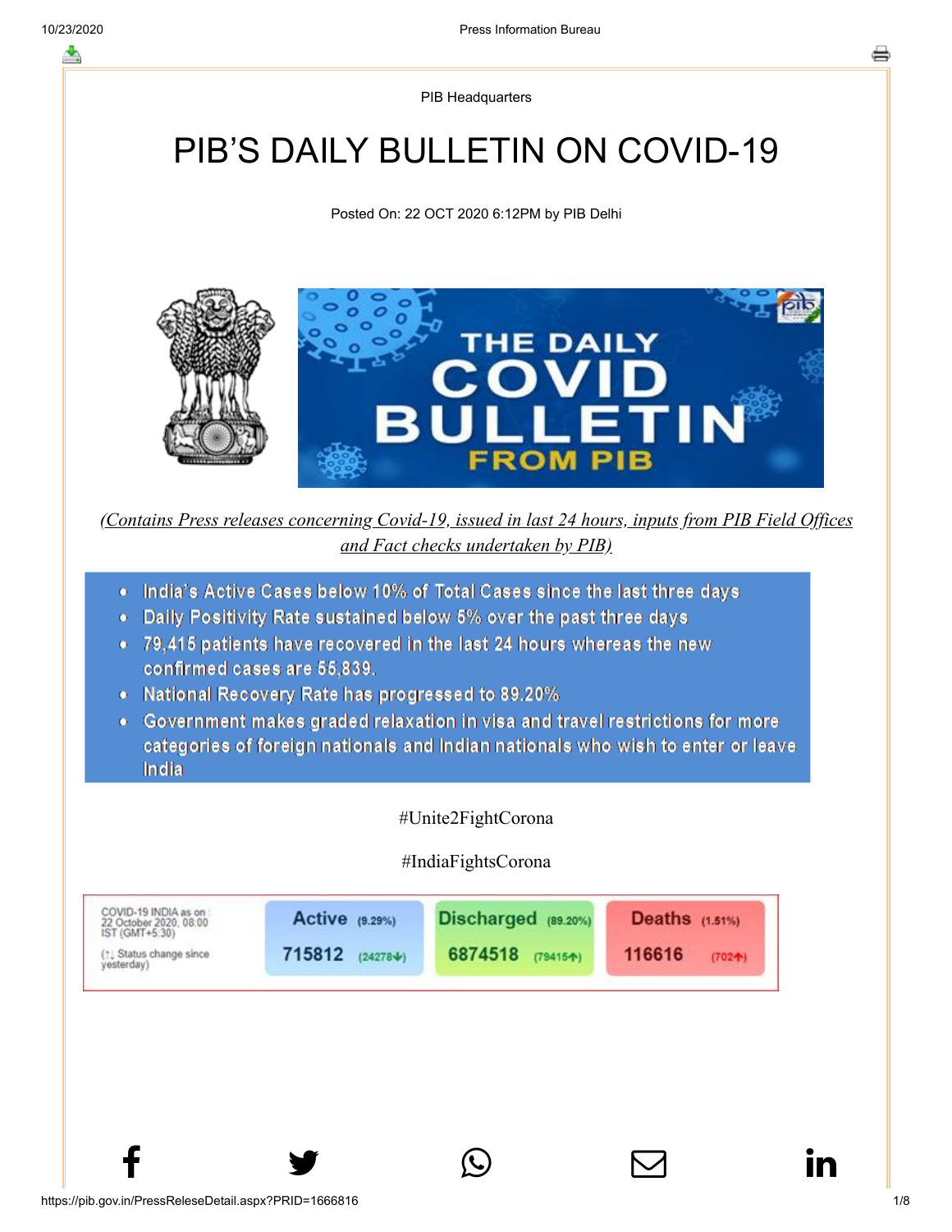PIB Headquarters

# PIB'S DAILY BULLETIN ON COVID-19

Posted On: 22 OCT 2020 6:12PM by PIB Delhi

*(Contains Press releases concerning Covid-19, issued in last 24 hours, inputs from PIB Field Offices and Fact checks undertaken by PIB)*

- India's Active Cases below 10% of Total Cases since the last three days
- Daily Positivity Rate sustained below 5% over the past three days
- 79,415 patients have recovered in the last 24 hours whereas the new confirmed cases are 55,839.
- National Recovery Rate has progressed to 89.20%
- Government makes graded relaxation in visa and travel restrictions for more categories of foreign nationals and Indian nationals who wish to enter or leave India

#Unite2FightCorona

#IndiaFightsCorona

| COVID-19 INDIA as on : 22 October 2020, 08:00 IST (GMT+5:30) (↑↓ Status change since yesterday) | Active (9.29%) | Discharged (89.20%) | Deaths (1.51%) |
|---|---|---|---|
| | 715812 (24278↓) | 6874518 (79415↑) | 116616 (702↑) |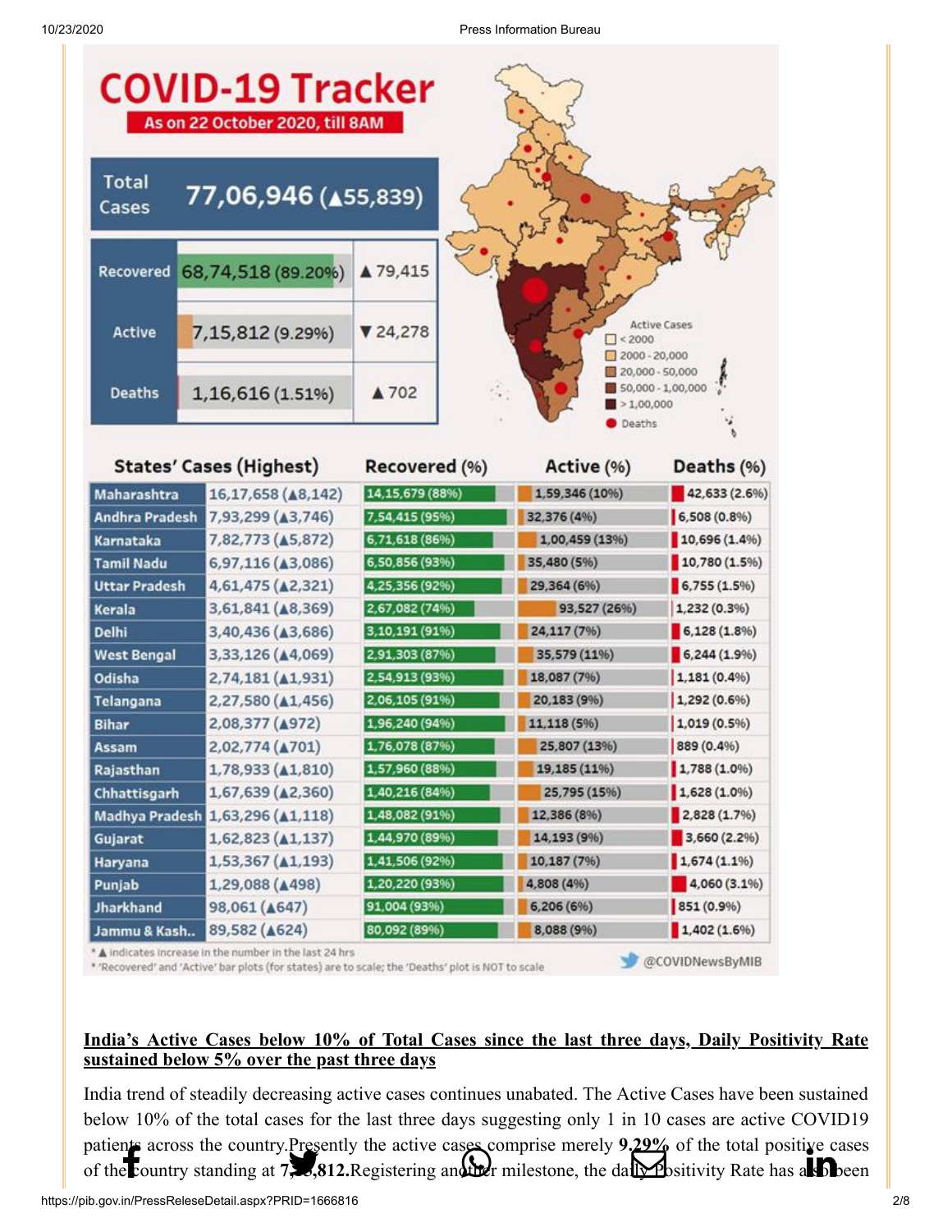# COVID-19 Tracker

As on 22 October 2020, till 8AM

| | | |
|---|---|---|
| Total Cases | 77,06,946 (▲55,839) | |
| Recovered | 68,74,518 (89.20%) | ▲79,415 |
| Active | 7,15,812 (9.29%) | ▼24,278 |
| Deaths | 1,16,616 (1.51%) | ▲702 |

Active Cases: < 2000; 2000 - 20,000; 20,000 - 50,000; 50,000 - 1,00,000; > 1,00,000; Deaths

| States' Cases (Highest) | | Recovered (%) | Active (%) | Deaths (%) |
|---|---|---|---|---|
| Maharashtra | 16,17,658 (▲8,142) | 14,15,679 (88%) | 1,59,346 (10%) | 42,633 (2.6%) |
| Andhra Pradesh | 7,93,299 (▲3,746) | 7,54,415 (95%) | 32,376 (4%) | 6,508 (0.8%) |
| Karnataka | 7,82,773 (▲5,872) | 6,71,618 (86%) | 1,00,459 (13%) | 10,696 (1.4%) |
| Tamil Nadu | 6,97,116 (▲3,086) | 6,50,856 (93%) | 35,480 (5%) | 10,780 (1.5%) |
| Uttar Pradesh | 4,61,475 (▲2,321) | 4,25,356 (92%) | 29,364 (6%) | 6,755 (1.5%) |
| Kerala | 3,61,841 (▲8,369) | 2,67,082 (74%) | 93,527 (26%) | 1,232 (0.3%) |
| Delhi | 3,40,436 (▲3,686) | 3,10,191 (91%) | 24,117 (7%) | 6,128 (1.8%) |
| West Bengal | 3,33,126 (▲4,069) | 2,91,303 (87%) | 35,579 (11%) | 6,244 (1.9%) |
| Odisha | 2,74,181 (▲1,931) | 2,54,913 (93%) | 18,087 (7%) | 1,181 (0.4%) |
| Telangana | 2,27,580 (▲1,456) | 2,06,105 (91%) | 20,183 (9%) | 1,292 (0.6%) |
| Bihar | 2,08,377 (▲972) | 1,96,240 (94%) | 11,118 (5%) | 1,019 (0.5%) |
| Assam | 2,02,774 (▲701) | 1,76,078 (87%) | 25,807 (13%) | 889 (0.4%) |
| Rajasthan | 1,78,933 (▲1,810) | 1,57,960 (88%) | 19,185 (11%) | 1,788 (1.0%) |
| Chhattisgarh | 1,67,639 (▲2,360) | 1,40,216 (84%) | 25,795 (15%) | 1,628 (1.0%) |
| Madhya Pradesh | 1,63,296 (▲1,118) | 1,48,082 (91%) | 12,386 (8%) | 2,828 (1.7%) |
| Gujarat | 1,62,823 (▲1,137) | 1,44,970 (89%) | 14,193 (9%) | 3,660 (2.2%) |
| Haryana | 1,53,367 (▲1,193) | 1,41,506 (92%) | 10,187 (7%) | 1,674 (1.1%) |
| Punjab | 1,29,088 (▲498) | 1,20,220 (93%) | 4,808 (4%) | 4,060 (3.1%) |
| Jharkhand | 98,061 (▲647) | 91,004 (93%) | 6,206 (6%) | 851 (0.9%) |
| Jammu & Kash.. | 89,582 (▲624) | 80,092 (89%) | 8,088 (9%) | 1,402 (1.6%) |

* ▲ indicates increase in the number in the last 24 hrs
* 'Recovered' and 'Active' bar plots (for states) are to scale; the 'Deaths' plot is NOT to scale

@COVIDNewsByMIB

**India's Active Cases below 10% of Total Cases since the last three days, Daily Positivity Rate sustained below 5% over the past three days**

India trend of steadily decreasing active cases continues unabated. The Active Cases have been sustained below 10% of the total cases for the last three days suggesting only 1 in 10 cases are active COVID19 patients across the country. Presently the active cases comprise merely **9.29%** of the total positive cases of the country standing at **7,15,812.** Registering another milestone, the daily Positivity Rate has also been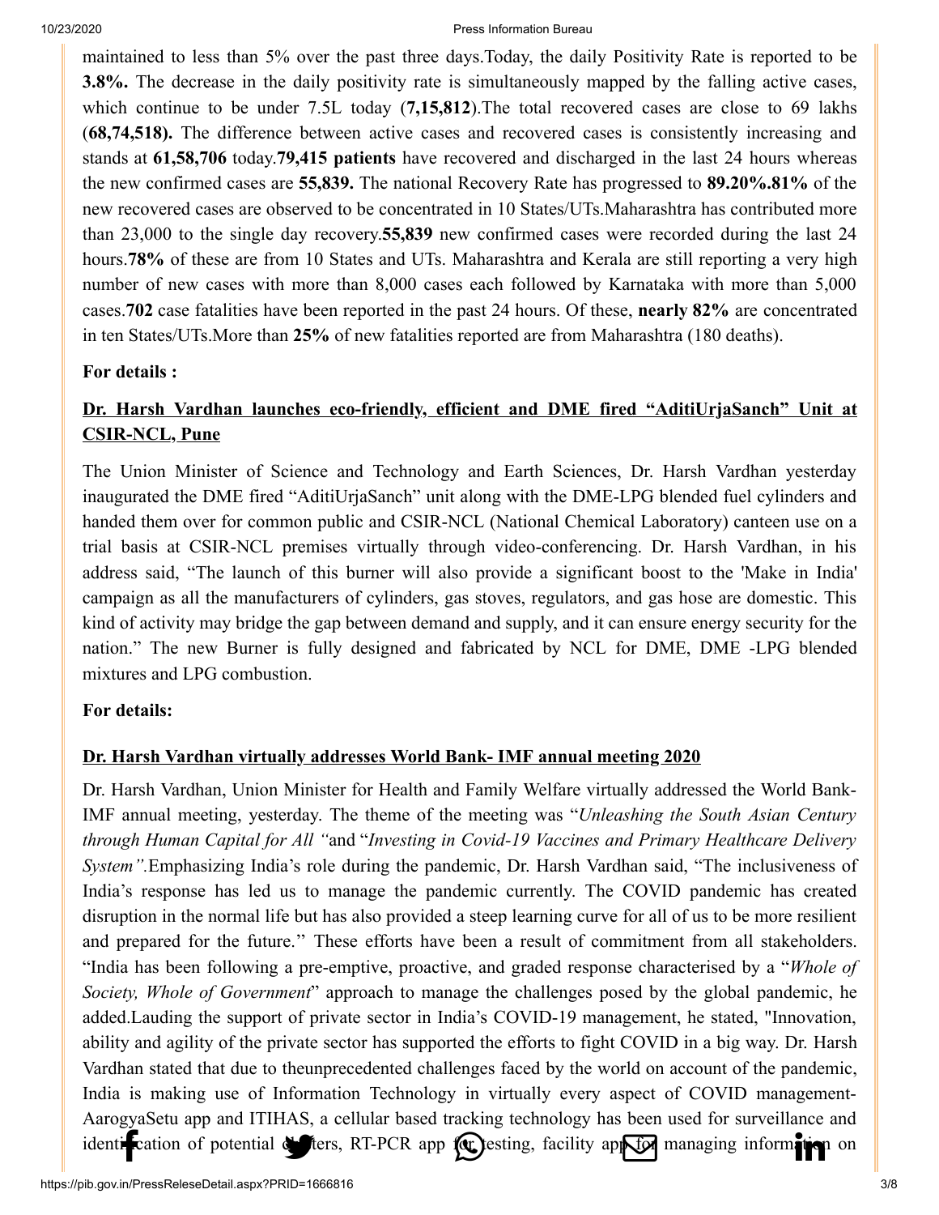maintained to less than 5% over the past three days.Today, the daily Positivity Rate is reported to be **3.8%.** The decrease in the daily positivity rate is simultaneously mapped by the falling active cases, which continue to be under 7.5L today (**7,15,812**).The total recovered cases are close to 69 lakhs (**68,74,518).** The difference between active cases and recovered cases is consistently increasing and stands at **61,58,706** today.**79,415 patients** have recovered and discharged in the last 24 hours whereas the new confirmed cases are **55,839.** The national Recovery Rate has progressed to **89.20%.81%** of the new recovered cases are observed to be concentrated in 10 States/UTs.Maharashtra has contributed more than 23,000 to the single day recovery.**55,839** new confirmed cases were recorded during the last 24 hours.**78%** of these are from 10 States and UTs. Maharashtra and Kerala are still reporting a very high number of new cases with more than 8,000 cases each followed by Karnataka with more than 5,000 cases.**702** case fatalities have been reported in the past 24 hours. Of these, **nearly 82%** are concentrated in ten States/UTs.More than **25%** of new fatalities reported are from Maharashtra (180 deaths).

**For details :**

**Dr. Harsh Vardhan launches eco-friendly, efficient and DME fired "AditiUrjaSanch" Unit at CSIR-NCL, Pune**

The Union Minister of Science and Technology and Earth Sciences, Dr. Harsh Vardhan yesterday inaugurated the DME fired "AditiUrjaSanch" unit along with the DME-LPG blended fuel cylinders and handed them over for common public and CSIR-NCL (National Chemical Laboratory) canteen use on a trial basis at CSIR-NCL premises virtually through video-conferencing. Dr. Harsh Vardhan, in his address said, "The launch of this burner will also provide a significant boost to the 'Make in India' campaign as all the manufacturers of cylinders, gas stoves, regulators, and gas hose are domestic. This kind of activity may bridge the gap between demand and supply, and it can ensure energy security for the nation." The new Burner is fully designed and fabricated by NCL for DME, DME -LPG blended mixtures and LPG combustion.

**For details:**

**Dr. Harsh Vardhan virtually addresses World Bank- IMF annual meeting 2020**

Dr. Harsh Vardhan, Union Minister for Health and Family Welfare virtually addressed the World Bank-IMF annual meeting, yesterday. The theme of the meeting was "*Unleashing the South Asian Century through Human Capital for All "*and "*Investing in Covid-19 Vaccines and Primary Healthcare Delivery System".*Emphasizing India's role during the pandemic, Dr. Harsh Vardhan said, "The inclusiveness of India's response has led us to manage the pandemic currently. The COVID pandemic has created disruption in the normal life but has also provided a steep learning curve for all of us to be more resilient and prepared for the future." These efforts have been a result of commitment from all stakeholders. "India has been following a pre-emptive, proactive, and graded response characterised by a "*Whole of Society, Whole of Government*" approach to manage the challenges posed by the global pandemic, he added.Lauding the support of private sector in India's COVID-19 management, he stated, "Innovation, ability and agility of the private sector has supported the efforts to fight COVID in a big way. Dr. Harsh Vardhan stated that due to theunprecedented challenges faced by the world on account of the pandemic, India is making use of Information Technology in virtually every aspect of COVID management- AarogyaSetu app and ITIHAS, a cellular based tracking technology has been used for surveillance and identification of potential clusters, RT-PCR app for testing, facility app for managing information on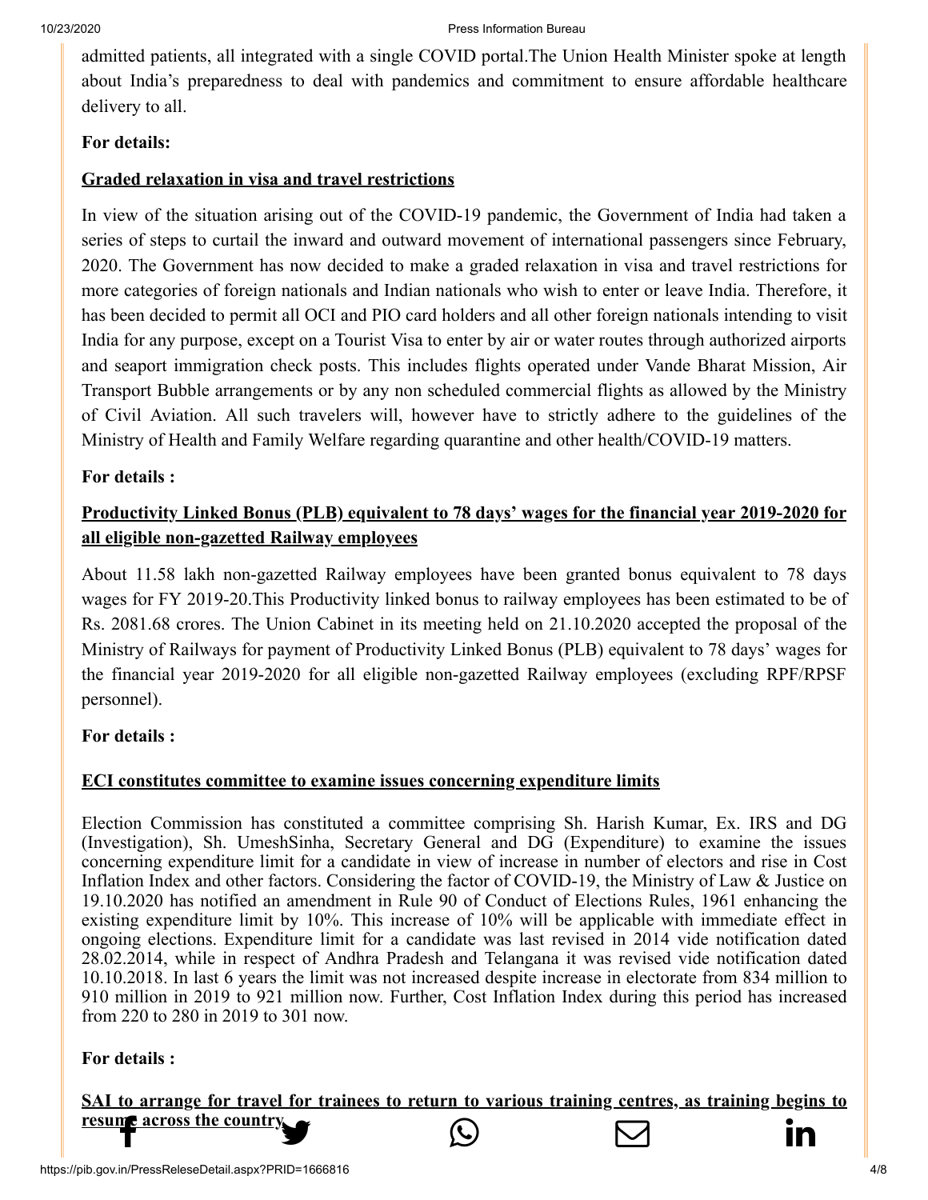admitted patients, all integrated with a single COVID portal.The Union Health Minister spoke at length about India's preparedness to deal with pandemics and commitment to ensure affordable healthcare delivery to all.

**For details:**

**Graded relaxation in visa and travel restrictions**

In view of the situation arising out of the COVID-19 pandemic, the Government of India had taken a series of steps to curtail the inward and outward movement of international passengers since February, 2020. The Government has now decided to make a graded relaxation in visa and travel restrictions for more categories of foreign nationals and Indian nationals who wish to enter or leave India. Therefore, it has been decided to permit all OCI and PIO card holders and all other foreign nationals intending to visit India for any purpose, except on a Tourist Visa to enter by air or water routes through authorized airports and seaport immigration check posts. This includes flights operated under Vande Bharat Mission, Air Transport Bubble arrangements or by any non scheduled commercial flights as allowed by the Ministry of Civil Aviation. All such travelers will, however have to strictly adhere to the guidelines of the Ministry of Health and Family Welfare regarding quarantine and other health/COVID-19 matters.

**For details :**

**Productivity Linked Bonus (PLB) equivalent to 78 days' wages for the financial year 2019-2020 for all eligible non-gazetted Railway employees**

About 11.58 lakh non-gazetted Railway employees have been granted bonus equivalent to 78 days wages for FY 2019-20.This Productivity linked bonus to railway employees has been estimated to be of Rs. 2081.68 crores. The Union Cabinet in its meeting held on 21.10.2020 accepted the proposal of the Ministry of Railways for payment of Productivity Linked Bonus (PLB) equivalent to 78 days' wages for the financial year 2019-2020 for all eligible non-gazetted Railway employees (excluding RPF/RPSF personnel).

**For details :**

**ECI constitutes committee to examine issues concerning expenditure limits**

Election Commission has constituted a committee comprising Sh. Harish Kumar, Ex. IRS and DG (Investigation), Sh. UmeshSinha, Secretary General and DG (Expenditure) to examine the issues concerning expenditure limit for a candidate in view of increase in number of electors and rise in Cost Inflation Index and other factors. Considering the factor of COVID-19, the Ministry of Law & Justice on 19.10.2020 has notified an amendment in Rule 90 of Conduct of Elections Rules, 1961 enhancing the existing expenditure limit by 10%. This increase of 10% will be applicable with immediate effect in ongoing elections. Expenditure limit for a candidate was last revised in 2014 vide notification dated 28.02.2014, while in respect of Andhra Pradesh and Telangana it was revised vide notification dated 10.10.2018. In last 6 years the limit was not increased despite increase in electorate from 834 million to 910 million in 2019 to 921 million now. Further, Cost Inflation Index during this period has increased from 220 to 280 in 2019 to 301 now.

**For details :**

**SAI to arrange for travel for trainees to return to various training centres, as training begins to resume across the country**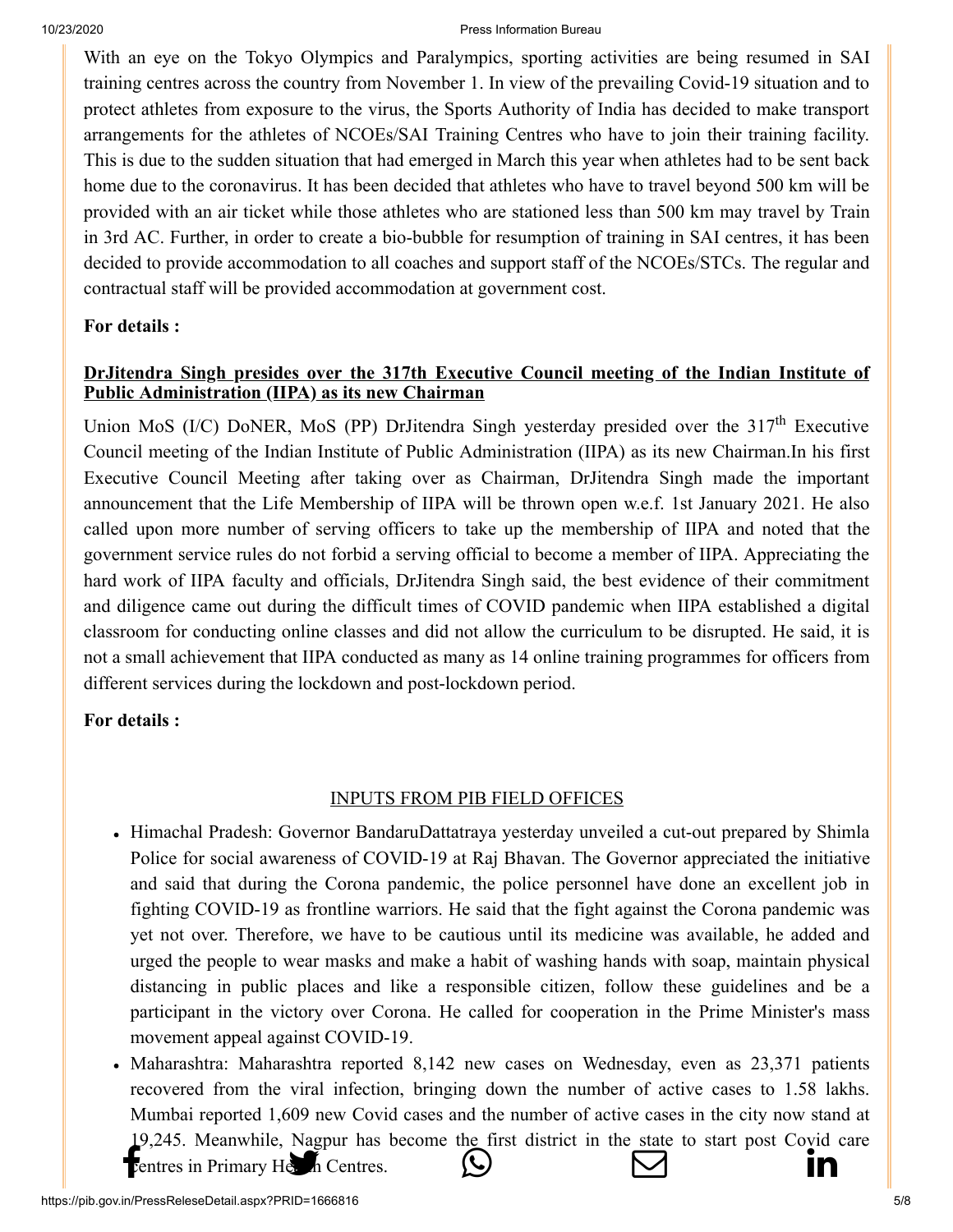With an eye on the Tokyo Olympics and Paralympics, sporting activities are being resumed in SAI training centres across the country from November 1. In view of the prevailing Covid-19 situation and to protect athletes from exposure to the virus, the Sports Authority of India has decided to make transport arrangements for the athletes of NCOEs/SAI Training Centres who have to join their training facility. This is due to the sudden situation that had emerged in March this year when athletes had to be sent back home due to the coronavirus. It has been decided that athletes who have to travel beyond 500 km will be provided with an air ticket while those athletes who are stationed less than 500 km may travel by Train in 3rd AC. Further, in order to create a bio-bubble for resumption of training in SAI centres, it has been decided to provide accommodation to all coaches and support staff of the NCOEs/STCs. The regular and contractual staff will be provided accommodation at government cost.

**For details :**

**DrJitendra Singh presides over the 317th Executive Council meeting of the Indian Institute of Public Administration (IIPA) as its new Chairman**

Union MoS (I/C) DoNER, MoS (PP) DrJitendra Singh yesterday presided over the 317th Executive Council meeting of the Indian Institute of Public Administration (IIPA) as its new Chairman.In his first Executive Council Meeting after taking over as Chairman, DrJitendra Singh made the important announcement that the Life Membership of IIPA will be thrown open w.e.f. 1st January 2021. He also called upon more number of serving officers to take up the membership of IIPA and noted that the government service rules do not forbid a serving official to become a member of IIPA. Appreciating the hard work of IIPA faculty and officials, DrJitendra Singh said, the best evidence of their commitment and diligence came out during the difficult times of COVID pandemic when IIPA established a digital classroom for conducting online classes and did not allow the curriculum to be disrupted. He said, it is not a small achievement that IIPA conducted as many as 14 online training programmes for officers from different services during the lockdown and post-lockdown period.

**For details :**

INPUTS FROM PIB FIELD OFFICES

- Himachal Pradesh: Governor BandaruDattatraya yesterday unveiled a cut-out prepared by Shimla Police for social awareness of COVID-19 at Raj Bhavan. The Governor appreciated the initiative and said that during the Corona pandemic, the police personnel have done an excellent job in fighting COVID-19 as frontline warriors. He said that the fight against the Corona pandemic was yet not over. Therefore, we have to be cautious until its medicine was available, he added and urged the people to wear masks and make a habit of washing hands with soap, maintain physical distancing in public places and like a responsible citizen, follow these guidelines and be a participant in the victory over Corona. He called for cooperation in the Prime Minister's mass movement appeal against COVID-19.
- Maharashtra: Maharashtra reported 8,142 new cases on Wednesday, even as 23,371 patients recovered from the viral infection, bringing down the number of active cases to 1.58 lakhs. Mumbai reported 1,609 new Covid cases and the number of active cases in the city now stand at 19,245. Meanwhile, Nagpur has become the first district in the state to start post Covid care centres in Primary Health Centres.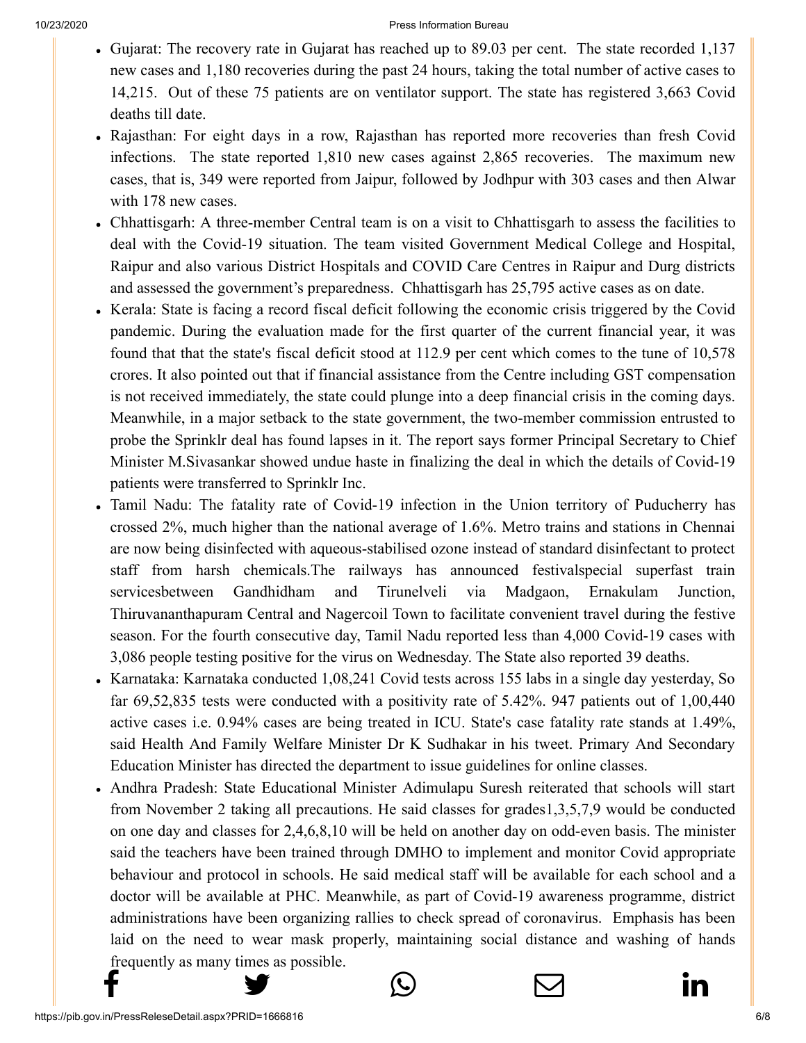- Gujarat: The recovery rate in Gujarat has reached up to 89.03 per cent. The state recorded 1,137 new cases and 1,180 recoveries during the past 24 hours, taking the total number of active cases to 14,215. Out of these 75 patients are on ventilator support. The state has registered 3,663 Covid deaths till date.
- Rajasthan: For eight days in a row, Rajasthan has reported more recoveries than fresh Covid infections. The state reported 1,810 new cases against 2,865 recoveries. The maximum new cases, that is, 349 were reported from Jaipur, followed by Jodhpur with 303 cases and then Alwar with 178 new cases.
- Chhattisgarh: A three-member Central team is on a visit to Chhattisgarh to assess the facilities to deal with the Covid-19 situation. The team visited Government Medical College and Hospital, Raipur and also various District Hospitals and COVID Care Centres in Raipur and Durg districts and assessed the government's preparedness. Chhattisgarh has 25,795 active cases as on date.
- Kerala: State is facing a record fiscal deficit following the economic crisis triggered by the Covid pandemic. During the evaluation made for the first quarter of the current financial year, it was found that that the state's fiscal deficit stood at 112.9 per cent which comes to the tune of 10,578 crores. It also pointed out that if financial assistance from the Centre including GST compensation is not received immediately, the state could plunge into a deep financial crisis in the coming days. Meanwhile, in a major setback to the state government, the two-member commission entrusted to probe the Sprinklr deal has found lapses in it. The report says former Principal Secretary to Chief Minister M.Sivasankar showed undue haste in finalizing the deal in which the details of Covid-19 patients were transferred to Sprinklr Inc.
- Tamil Nadu: The fatality rate of Covid-19 infection in the Union territory of Puducherry has crossed 2%, much higher than the national average of 1.6%. Metro trains and stations in Chennai are now being disinfected with aqueous-stabilised ozone instead of standard disinfectant to protect staff from harsh chemicals.The railways has announced festivalspecial superfast train servicesbetween Gandhidham and Tirunelveli via Madgaon, Ernakulam Junction, Thiruvananthapuram Central and Nagercoil Town to facilitate convenient travel during the festive season. For the fourth consecutive day, Tamil Nadu reported less than 4,000 Covid-19 cases with 3,086 people testing positive for the virus on Wednesday. The State also reported 39 deaths.
- Karnataka: Karnataka conducted 1,08,241 Covid tests across 155 labs in a single day yesterday, So far 69,52,835 tests were conducted with a positivity rate of 5.42%. 947 patients out of 1,00,440 active cases i.e. 0.94% cases are being treated in ICU. State's case fatality rate stands at 1.49%, said Health And Family Welfare Minister Dr K Sudhakar in his tweet. Primary And Secondary Education Minister has directed the department to issue guidelines for online classes.
- Andhra Pradesh: State Educational Minister Adimulapu Suresh reiterated that schools will start from November 2 taking all precautions. He said classes for grades1,3,5,7,9 would be conducted on one day and classes for 2,4,6,8,10 will be held on another day on odd-even basis. The minister said the teachers have been trained through DMHO to implement and monitor Covid appropriate behaviour and protocol in schools. He said medical staff will be available for each school and a doctor will be available at PHC. Meanwhile, as part of Covid-19 awareness programme, district administrations have been organizing rallies to check spread of coronavirus. Emphasis has been laid on the need to wear mask properly, maintaining social distance and washing of hands frequently as many times as possible.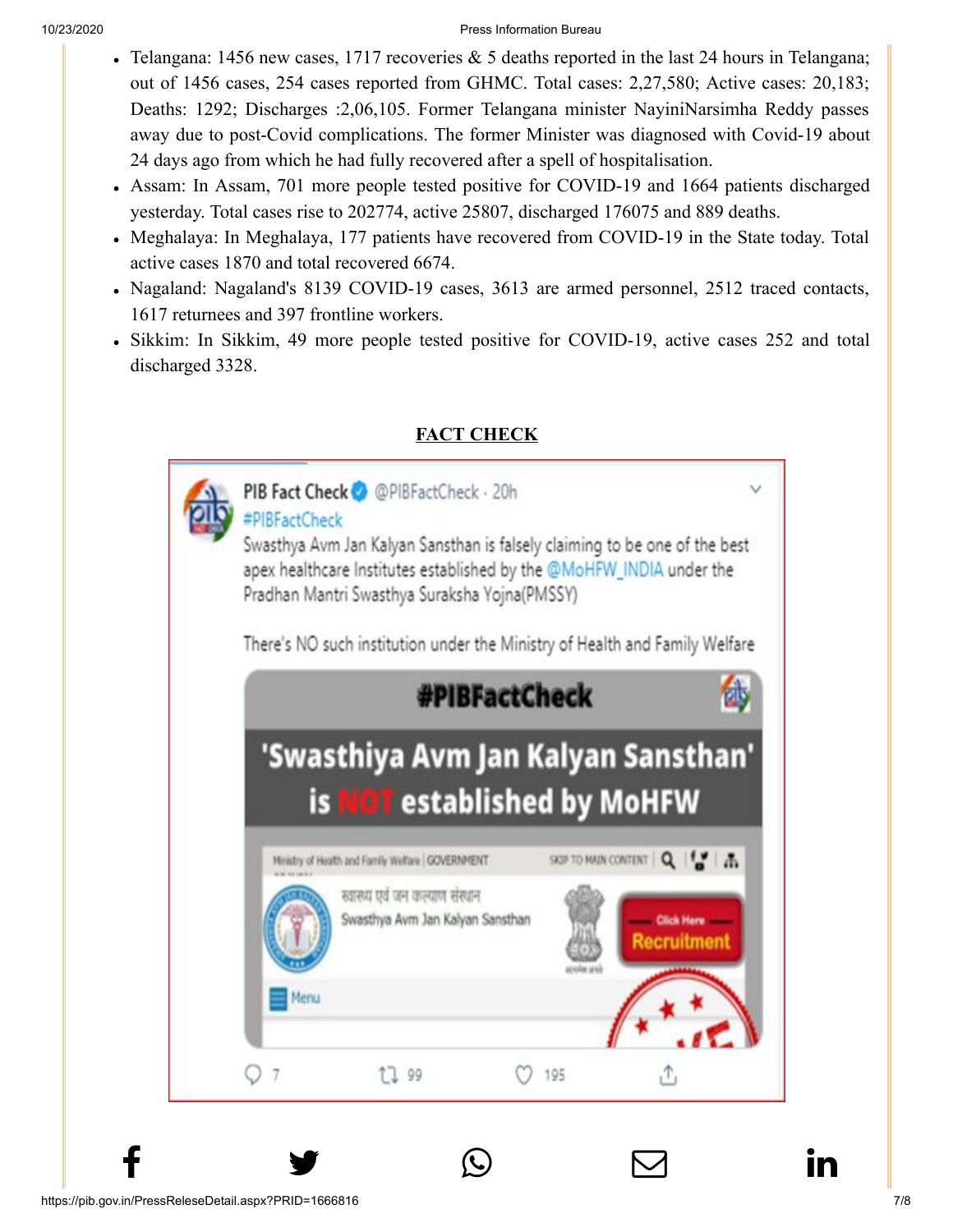- Telangana: 1456 new cases, 1717 recoveries & 5 deaths reported in the last 24 hours in Telangana; out of 1456 cases, 254 cases reported from GHMC. Total cases: 2,27,580; Active cases: 20,183; Deaths: 1292; Discharges :2,06,105. Former Telangana minister NayiniNarsimha Reddy passes away due to post-Covid complications. The former Minister was diagnosed with Covid-19 about 24 days ago from which he had fully recovered after a spell of hospitalisation.
- Assam: In Assam, 701 more people tested positive for COVID-19 and 1664 patients discharged yesterday. Total cases rise to 202774, active 25807, discharged 176075 and 889 deaths.
- Meghalaya: In Meghalaya, 177 patients have recovered from COVID-19 in the State today. Total active cases 1870 and total recovered 6674.
- Nagaland: Nagaland's 8139 COVID-19 cases, 3613 are armed personnel, 2512 traced contacts, 1617 returnees and 397 frontline workers.
- Sikkim: In Sikkim, 49 more people tested positive for COVID-19, active cases 252 and total discharged 3328.

**FACT CHECK**

PIB Fact Check @PIBFactCheck · 20h

#PIBFactCheck

Swasthya Avm Jan Kalyan Sansthan is falsely claiming to be one of the best apex healthcare Institutes established by the @MoHFW_INDIA under the Pradhan Mantri Swasthya Suraksha Yojna(PMSSY)

There's NO such institution under the Ministry of Health and Family Welfare

#PIBFactCheck

'Swasthiya Avm Jan Kalyan Sansthan' is NOT established by MoHFW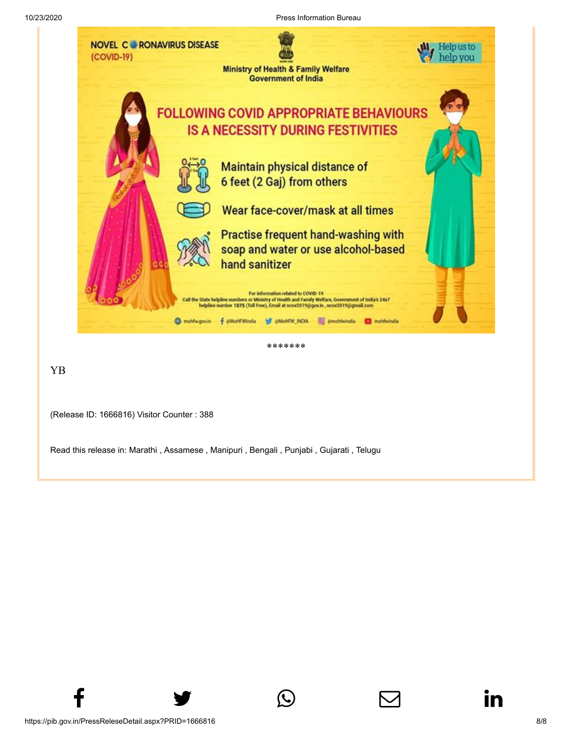NOVEL CORONAVIRUS DISEASE (COVID-19)

Ministry of Health & Family Welfare
Government of India

Help us to help you

**FOLLOWING COVID APPROPRIATE BEHAVIOURS IS A NECESSITY DURING FESTIVITIES**

- Maintain physical distance of 6 feet (2 Gaj) from others
- Wear face-cover/mask at all times
- Practise frequent hand-washing with soap and water or use alcohol-based hand sanitizer

For information related to COVID-19
Call the State helpline numbers or Ministry of Health and Family Welfare, Government of India's 24x7 helpline number 1075 (Toll Free), Email at ncov2019@gov.in , ncov2019@gmail.com

mohfw.gov.in @MoHFWIndia @MoHFW_INDIA @mohfwindia mohfwindia

*******

YB

(Release ID: 1666816) Visitor Counter : 388

Read this release in: Marathi , Assamese , Manipuri , Bengali , Punjabi , Gujarati , Telugu